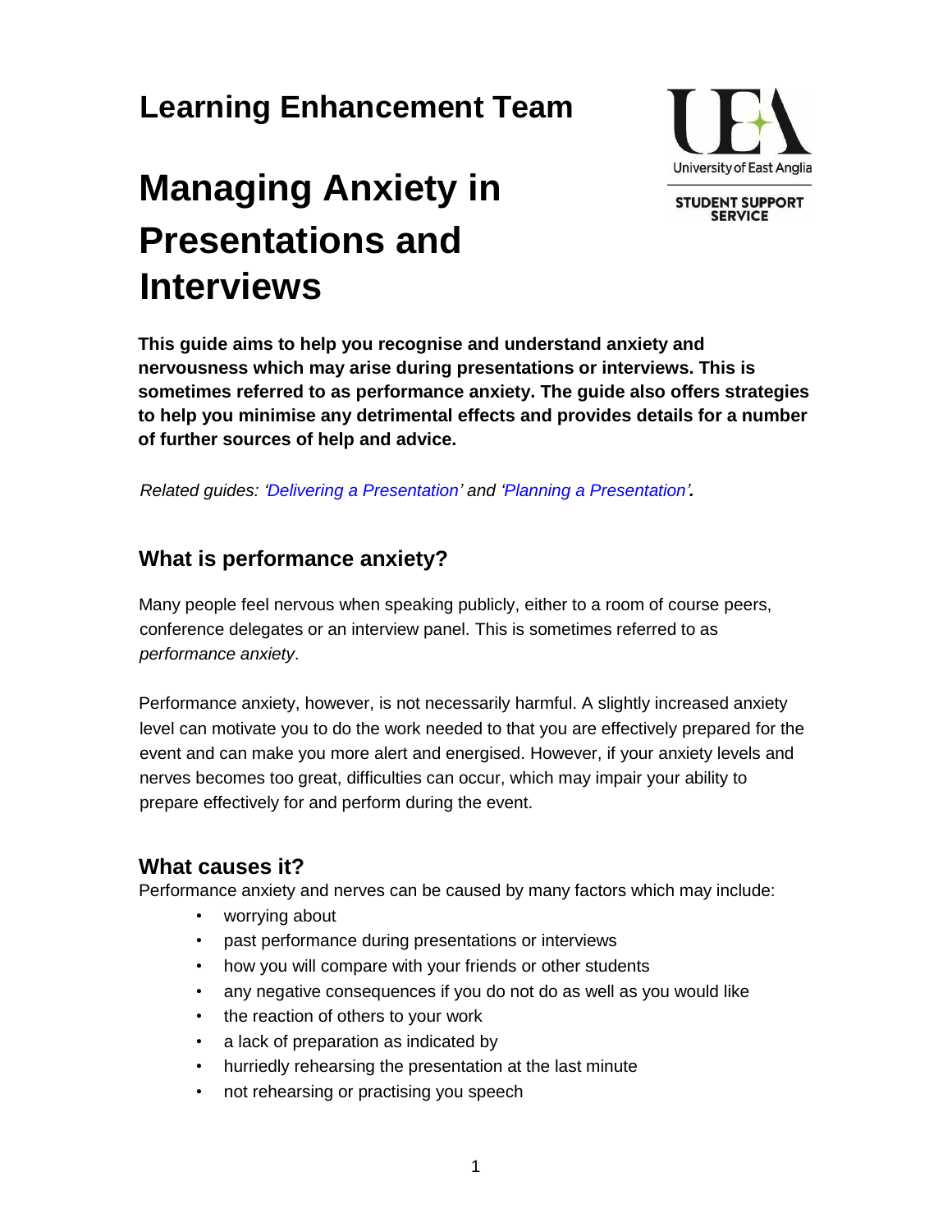# Learning Enhancement Team

University of East Anglia

STUDENT SUPPORT SERVICE

# Managing Anxiety in Presentations and Interviews

**This guide aims to help you recognise and understand anxiety and nervousness which may arise during presentations or interviews. This is sometimes referred to as performance anxiety. The guide also offers strategies to help you minimise any detrimental effects and provides details for a number of further sources of help and advice.**

*Related guides: 'Delivering a Presentation' and 'Planning a Presentation'.*

## What is performance anxiety?

Many people feel nervous when speaking publicly, either to a room of course peers, conference delegates or an interview panel. This is sometimes referred to as *performance anxiety*.

Performance anxiety, however, is not necessarily harmful. A slightly increased anxiety level can motivate you to do the work needed to that you are effectively prepared for the event and can make you more alert and energised. However, if your anxiety levels and nerves becomes too great, difficulties can occur, which may impair your ability to prepare effectively for and perform during the event.

## What causes it?

Performance anxiety and nerves can be caused by many factors which may include:

- worrying about
- past performance during presentations or interviews
- how you will compare with your friends or other students
- any negative consequences if you do not do as well as you would like
- the reaction of others to your work
- a lack of preparation as indicated by
- hurriedly rehearsing the presentation at the last minute
- not rehearsing or practising you speech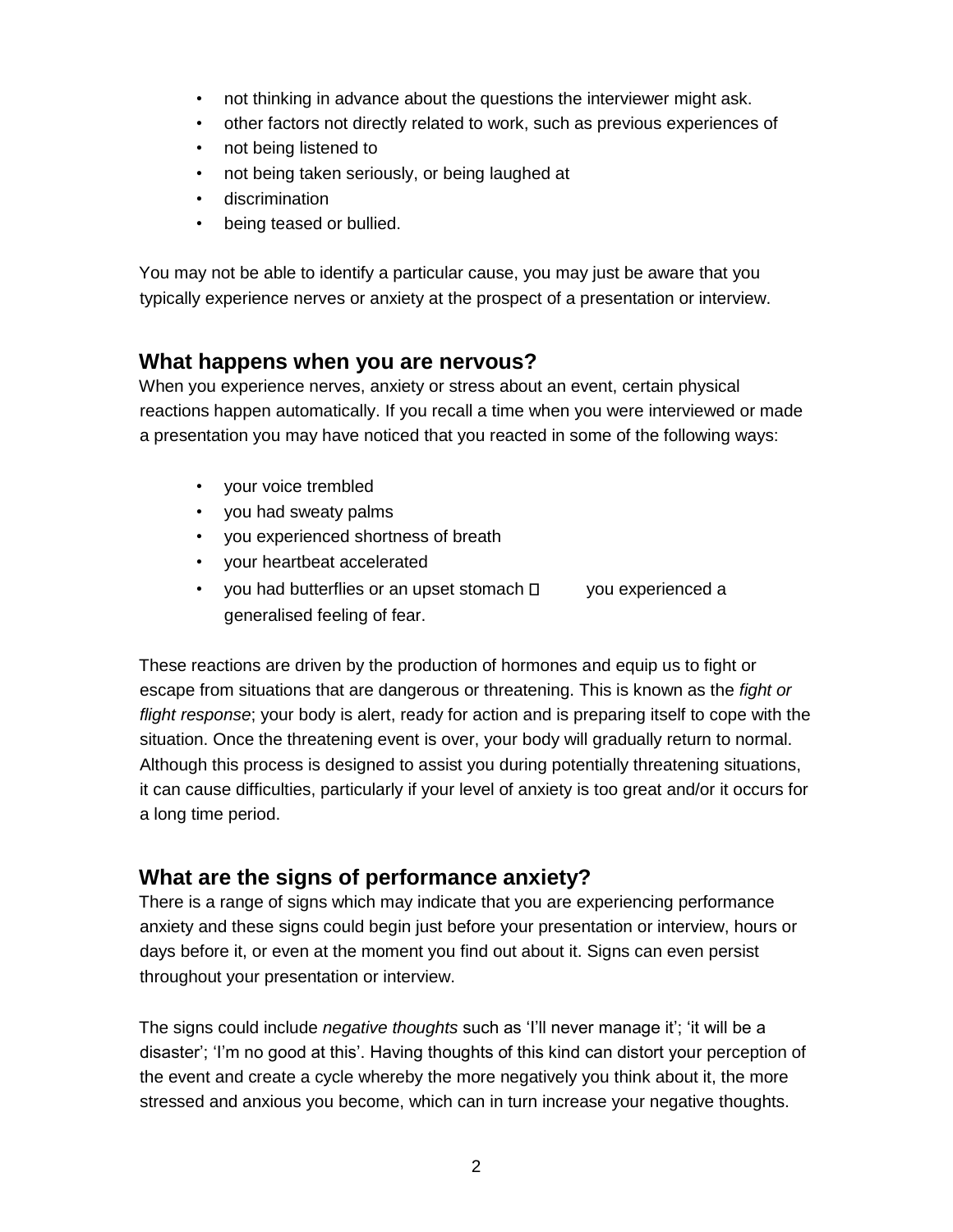- not thinking in advance about the questions the interviewer might ask.
- other factors not directly related to work, such as previous experiences of
- not being listened to
- not being taken seriously, or being laughed at
- discrimination
- being teased or bullied.

You may not be able to identify a particular cause, you may just be aware that you typically experience nerves or anxiety at the prospect of a presentation or interview.

## What happens when you are nervous?

When you experience nerves, anxiety or stress about an event, certain physical reactions happen automatically. If you recall a time when you were interviewed or made a presentation you may have noticed that you reacted in some of the following ways:

- your voice trembled
- you had sweaty palms
- you experienced shortness of breath
- your heartbeat accelerated
- you had butterflies or an upset stomach
- you experienced a generalised feeling of fear.

These reactions are driven by the production of hormones and equip us to fight or escape from situations that are dangerous or threatening. This is known as the *fight or flight response*; your body is alert, ready for action and is preparing itself to cope with the situation. Once the threatening event is over, your body will gradually return to normal. Although this process is designed to assist you during potentially threatening situations, it can cause difficulties, particularly if your level of anxiety is too great and/or it occurs for a long time period.

## What are the signs of performance anxiety?

There is a range of signs which may indicate that you are experiencing performance anxiety and these signs could begin just before your presentation or interview, hours or days before it, or even at the moment you find out about it. Signs can even persist throughout your presentation or interview.

The signs could include *negative thoughts* such as 'I'll never manage it'; 'it will be a disaster'; 'I'm no good at this'. Having thoughts of this kind can distort your perception of the event and create a cycle whereby the more negatively you think about it, the more stressed and anxious you become, which can in turn increase your negative thoughts.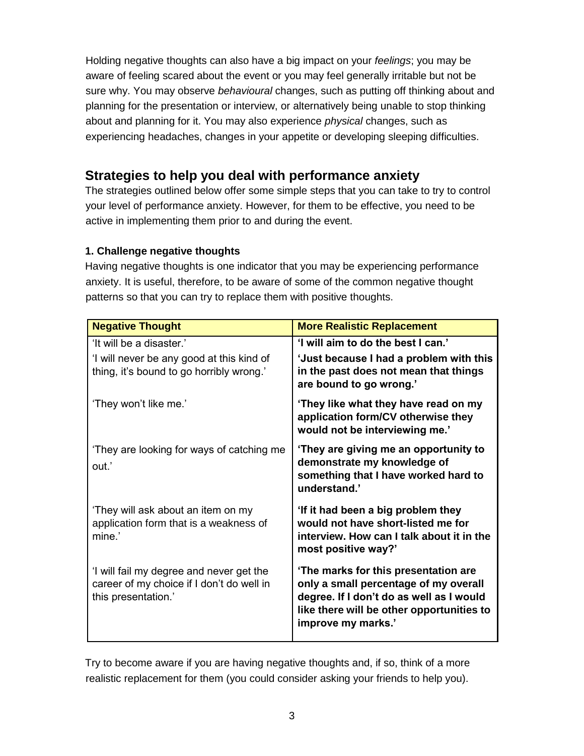Holding negative thoughts can also have a big impact on your *feelings*; you may be aware of feeling scared about the event or you may feel generally irritable but not be sure why. You may observe *behavioural* changes, such as putting off thinking about and planning for the presentation or interview, or alternatively being unable to stop thinking about and planning for it. You may also experience *physical* changes, such as experiencing headaches, changes in your appetite or developing sleeping difficulties.

## Strategies to help you deal with performance anxiety

The strategies outlined below offer some simple steps that you can take to try to control your level of performance anxiety. However, for them to be effective, you need to be active in implementing them prior to and during the event.

### 1. Challenge negative thoughts

Having negative thoughts is one indicator that you may be experiencing performance anxiety. It is useful, therefore, to be aware of some of the common negative thought patterns so that you can try to replace them with positive thoughts.

| Negative Thought | More Realistic Replacement |
|---|---|
| 'It will be a disaster.' | **'I will aim to do the best I can.'** |
| 'I will never be any good at this kind of thing, it's bound to go horribly wrong.' | **'Just because I had a problem with this in the past does not mean that things are bound to go wrong.'** |
| 'They won't like me.' | **'They like what they have read on my application form/CV otherwise they would not be interviewing me.'** |
| 'They are looking for ways of catching me out.' | **'They are giving me an opportunity to demonstrate my knowledge of something that I have worked hard to understand.'** |
| 'They will ask about an item on my application form that is a weakness of mine.' | **'If it had been a big problem they would not have short-listed me for interview. How can I talk about it in the most positive way?'** |
| 'I will fail my degree and never get the career of my choice if I don't do well in this presentation.' | **'The marks for this presentation are only a small percentage of my overall degree. If I don't do as well as I would like there will be other opportunities to improve my marks.'** |

Try to become aware if you are having negative thoughts and, if so, think of a more realistic replacement for them (you could consider asking your friends to help you).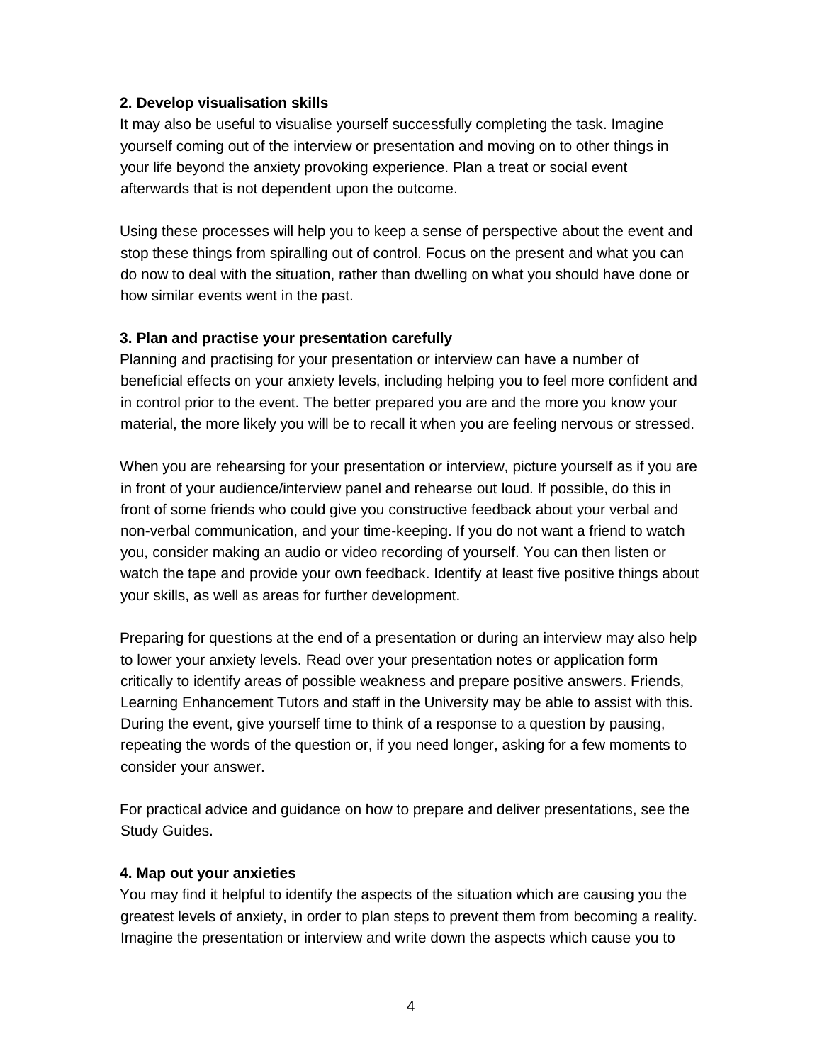**2. Develop visualisation skills**

It may also be useful to visualise yourself successfully completing the task. Imagine yourself coming out of the interview or presentation and moving on to other things in your life beyond the anxiety provoking experience. Plan a treat or social event afterwards that is not dependent upon the outcome.

Using these processes will help you to keep a sense of perspective about the event and stop these things from spiralling out of control. Focus on the present and what you can do now to deal with the situation, rather than dwelling on what you should have done or how similar events went in the past.

**3. Plan and practise your presentation carefully**

Planning and practising for your presentation or interview can have a number of beneficial effects on your anxiety levels, including helping you to feel more confident and in control prior to the event. The better prepared you are and the more you know your material, the more likely you will be to recall it when you are feeling nervous or stressed.

When you are rehearsing for your presentation or interview, picture yourself as if you are in front of your audience/interview panel and rehearse out loud. If possible, do this in front of some friends who could give you constructive feedback about your verbal and non-verbal communication, and your time-keeping. If you do not want a friend to watch you, consider making an audio or video recording of yourself. You can then listen or watch the tape and provide your own feedback. Identify at least five positive things about your skills, as well as areas for further development.

Preparing for questions at the end of a presentation or during an interview may also help to lower your anxiety levels. Read over your presentation notes or application form critically to identify areas of possible weakness and prepare positive answers. Friends, Learning Enhancement Tutors and staff in the University may be able to assist with this. During the event, give yourself time to think of a response to a question by pausing, repeating the words of the question or, if you need longer, asking for a few moments to consider your answer.

For practical advice and guidance on how to prepare and deliver presentations, see the Study Guides.

**4. Map out your anxieties**

You may find it helpful to identify the aspects of the situation which are causing you the greatest levels of anxiety, in order to plan steps to prevent them from becoming a reality. Imagine the presentation or interview and write down the aspects which cause you to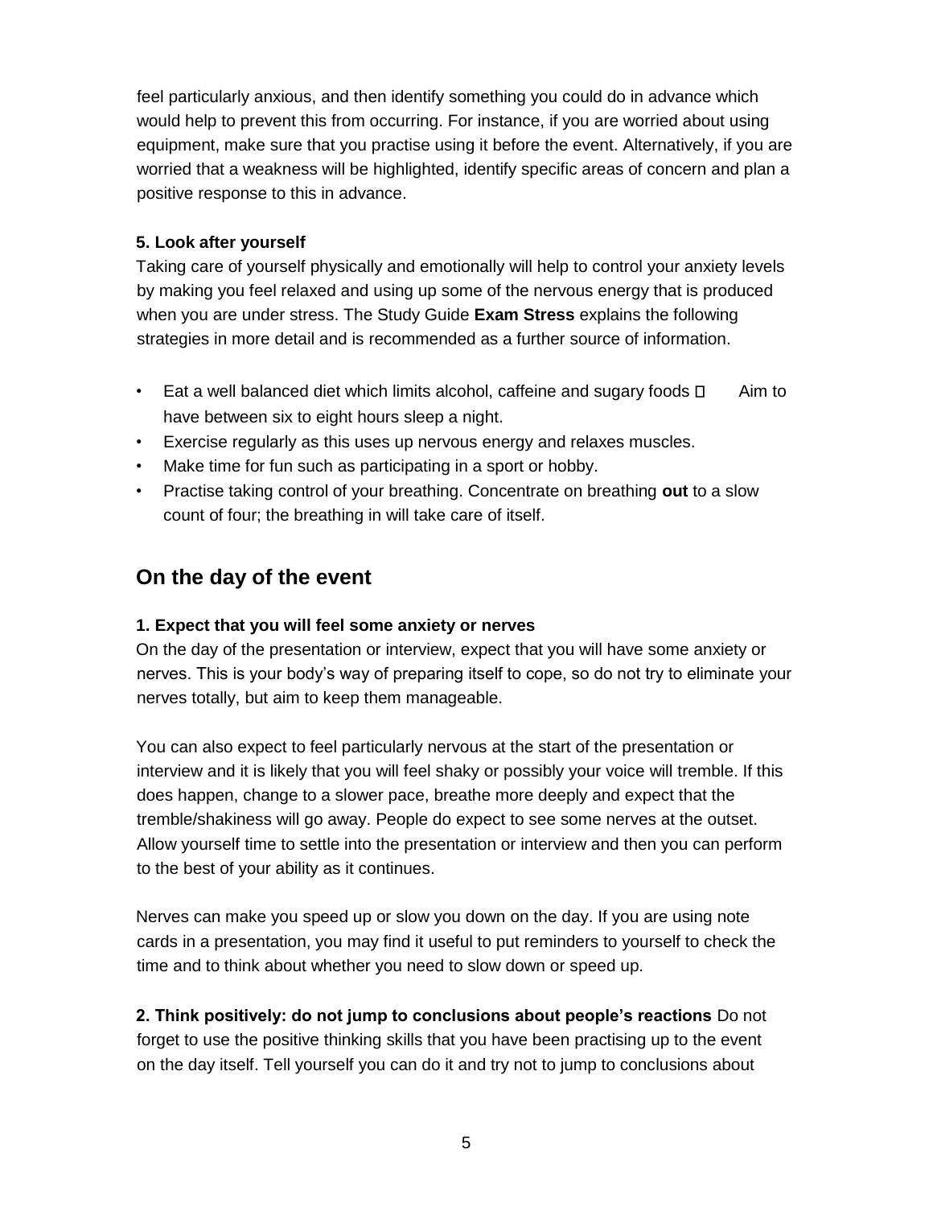feel particularly anxious, and then identify something you could do in advance which would help to prevent this from occurring. For instance, if you are worried about using equipment, make sure that you practise using it before the event. Alternatively, if you are worried that a weakness will be highlighted, identify specific areas of concern and plan a positive response to this in advance.

**5. Look after yourself**

Taking care of yourself physically and emotionally will help to control your anxiety levels by making you feel relaxed and using up some of the nervous energy that is produced when you are under stress. The Study Guide **Exam Stress** explains the following strategies in more detail and is recommended as a further source of information.

- Eat a well balanced diet which limits alcohol, caffeine and sugary foods
- Aim to have between six to eight hours sleep a night.
- Exercise regularly as this uses up nervous energy and relaxes muscles.
- Make time for fun such as participating in a sport or hobby.
- Practise taking control of your breathing. Concentrate on breathing **out** to a slow count of four; the breathing in will take care of itself.

## On the day of the event

**1. Expect that you will feel some anxiety or nerves**

On the day of the presentation or interview, expect that you will have some anxiety or nerves. This is your body's way of preparing itself to cope, so do not try to eliminate your nerves totally, but aim to keep them manageable.

You can also expect to feel particularly nervous at the start of the presentation or interview and it is likely that you will feel shaky or possibly your voice will tremble. If this does happen, change to a slower pace, breathe more deeply and expect that the tremble/shakiness will go away. People do expect to see some nerves at the outset. Allow yourself time to settle into the presentation or interview and then you can perform to the best of your ability as it continues.

Nerves can make you speed up or slow you down on the day. If you are using note cards in a presentation, you may find it useful to put reminders to yourself to check the time and to think about whether you need to slow down or speed up.

**2. Think positively: do not jump to conclusions about people's reactions** Do not forget to use the positive thinking skills that you have been practising up to the event on the day itself. Tell yourself you can do it and try not to jump to conclusions about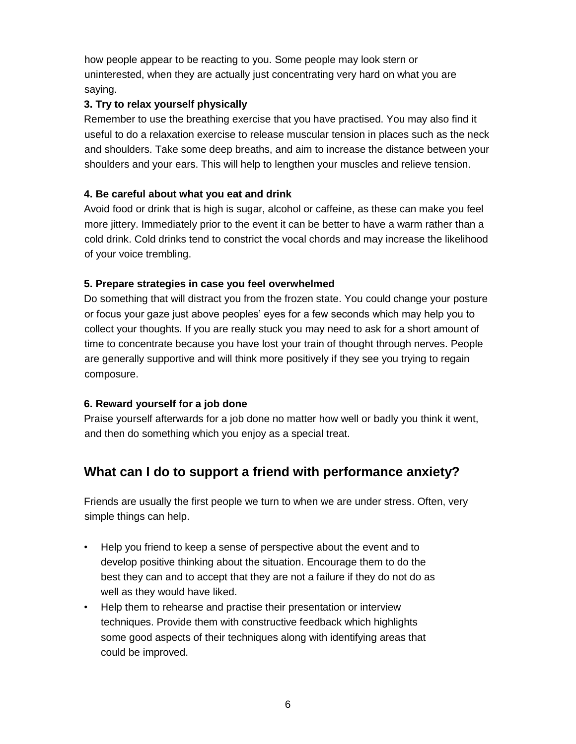how people appear to be reacting to you. Some people may look stern or uninterested, when they are actually just concentrating very hard on what you are saying.

**3. Try to relax yourself physically**

Remember to use the breathing exercise that you have practised. You may also find it useful to do a relaxation exercise to release muscular tension in places such as the neck and shoulders. Take some deep breaths, and aim to increase the distance between your shoulders and your ears. This will help to lengthen your muscles and relieve tension.

**4. Be careful about what you eat and drink**

Avoid food or drink that is high is sugar, alcohol or caffeine, as these can make you feel more jittery. Immediately prior to the event it can be better to have a warm rather than a cold drink. Cold drinks tend to constrict the vocal chords and may increase the likelihood of your voice trembling.

**5. Prepare strategies in case you feel overwhelmed**

Do something that will distract you from the frozen state. You could change your posture or focus your gaze just above peoples' eyes for a few seconds which may help you to collect your thoughts. If you are really stuck you may need to ask for a short amount of time to concentrate because you have lost your train of thought through nerves. People are generally supportive and will think more positively if they see you trying to regain composure.

**6. Reward yourself for a job done**

Praise yourself afterwards for a job done no matter how well or badly you think it went, and then do something which you enjoy as a special treat.

## What can I do to support a friend with performance anxiety?

Friends are usually the first people we turn to when we are under stress. Often, very simple things can help.

- Help you friend to keep a sense of perspective about the event and to develop positive thinking about the situation. Encourage them to do the best they can and to accept that they are not a failure if they do not do as well as they would have liked.
- Help them to rehearse and practise their presentation or interview techniques. Provide them with constructive feedback which highlights some good aspects of their techniques along with identifying areas that could be improved.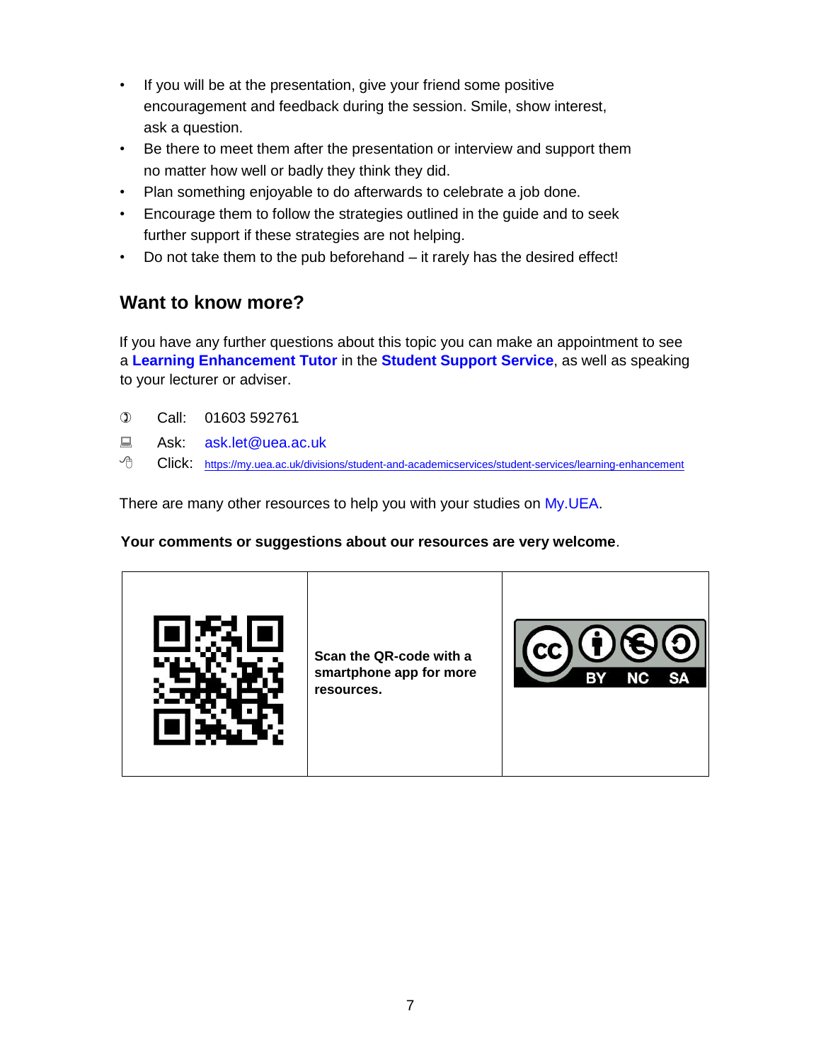- If you will be at the presentation, give your friend some positive encouragement and feedback during the session. Smile, show interest, ask a question.
- Be there to meet them after the presentation or interview and support them no matter how well or badly they think they did.
- Plan something enjoyable to do afterwards to celebrate a job done.
- Encourage them to follow the strategies outlined in the guide and to seek further support if these strategies are not helping.
- Do not take them to the pub beforehand – it rarely has the desired effect!

## Want to know more?

If you have any further questions about this topic you can make an appointment to see a **Learning Enhancement Tutor** in the **Student Support Service**, as well as speaking to your lecturer or adviser.

Call: 01603 592761

Ask: ask.let@uea.ac.uk

Click: https://my.uea.ac.uk/divisions/student-and-academicservices/student-services/learning-enhancement

There are many other resources to help you with your studies on My.UEA.

**Your comments or suggestions about our resources are very welcome**.

| | | |
|---|---|---|
| | **Scan the QR-code with a smartphone app for more resources.** | BY NC SA |